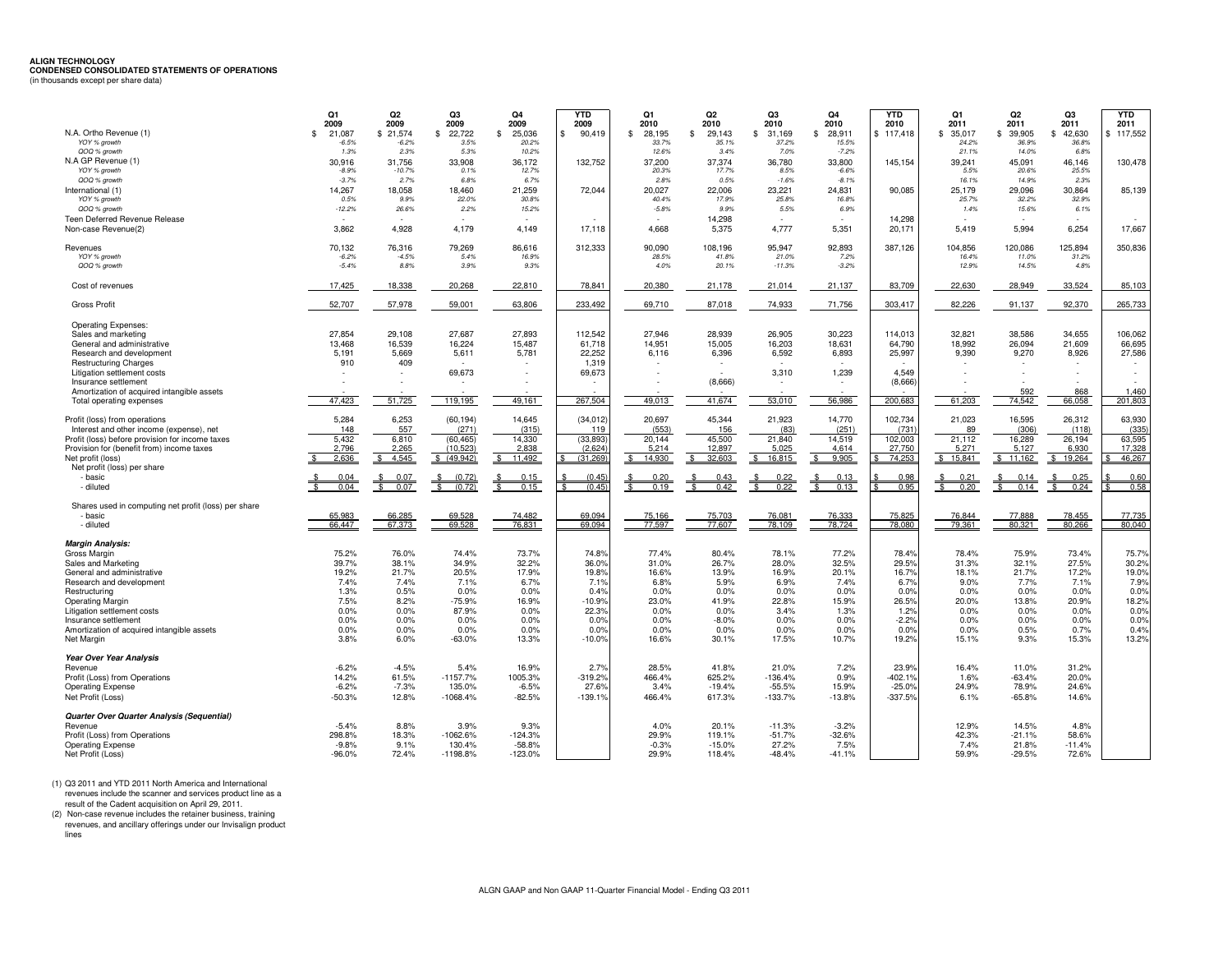**ALIGN TECHNOLOGY**
**CONDENSED CONSOLIDATED STATEMENTS OF OPERATIONS**
(in thousands except per share data)

| | Q1 2009 | Q2 2009 | Q3 2009 | Q4 2009 | YTD 2009 | Q1 2010 | Q2 2010 | Q3 2010 | Q4 2010 | YTD 2010 | Q1 2011 | Q2 2011 | Q3 2011 | YTD 2011 |
|---|---|---|---|---|---|---|---|---|---|---|---|---|---|---|
| N.A. Ortho Revenue (1) | $ 21,087 | $ 21,574 | $ 22,722 | $ 25,036 | $ 90,419 | $ 28,195 | $ 29,143 | $ 31,169 | $ 28,911 | $ 117,418 | $ 35,017 | $ 39,905 | $ 42,630 | $ 117,552 |
| *YOY % growth* | *-6.5%* | *-6.2%* | *3.5%* | *20.2%* | | *33.7%* | *35.1%* | *37.2%* | *15.5%* | | *24.2%* | *36.9%* | *36.8%* | |
| *QOQ % growth* | *1.3%* | *2.3%* | *5.3%* | *10.2%* | | *12.6%* | *3.4%* | *7.0%* | *-7.2%* | | *21.1%* | *14.0%* | *6.8%* | |
| N.A GP Revenue (1) | 30,916 | 31,756 | 33,908 | 36,172 | 132,752 | 37,200 | 37,374 | 36,780 | 33,800 | 145,154 | 39,241 | 45,091 | 46,146 | 130,478 |
| *YOY % growth* | *-8.9%* | *-10.7%* | *0.1%* | *12.7%* | | *20.3%* | *17.7%* | *8.5%* | *-6.6%* | | *5.5%* | *20.6%* | *25.5%* | |
| *QOQ % growth* | *-3.7%* | *2.7%* | *6.8%* | *6.7%* | | *2.8%* | *0.5%* | *-1.6%* | *-8.1%* | | *16.1%* | *14.9%* | *2.3%* | |
| International (1) | 14,267 | 18,058 | 18,460 | 21,259 | 72,044 | 20,027 | 22,006 | 23,221 | 24,831 | 90,085 | 25,179 | 29,096 | 30,864 | 85,139 |
| *YOY % growth* | *0.5%* | *9.9%* | *22.0%* | *30.8%* | | *40.4%* | *17.9%* | *25.8%* | *16.8%* | | *25.7%* | *32.2%* | *32.9%* | |
| *QOQ % growth* | *-12.2%* | *26.6%* | *2.2%* | *15.2%* | | *-5.8%* | *9.9%* | *5.5%* | *6.9%* | | *1.4%* | *15.6%* | *6.1%* | |
| Teen Deferred Revenue Release | - | - | - | - | - | - | 14,298 | - | - | 14,298 | - | - | - | - |
| Non-case Revenue(2) | 3,862 | 4,928 | 4,179 | 4,149 | 17,118 | 4,668 | 5,375 | 4,777 | 5,351 | 20,171 | 5,419 | 5,994 | 6,254 | 17,667 |
| Revenues | 70,132 | 76,316 | 79,269 | 86,616 | 312,333 | 90,090 | 108,196 | 95,947 | 92,893 | 387,126 | 104,856 | 120,086 | 125,894 | 350,836 |
| *YOY % growth* | *-6.2%* | *-4.5%* | *5.4%* | *16.9%* | | *28.5%* | *41.8%* | *21.0%* | *7.2%* | | *16.4%* | *11.0%* | *31.2%* | |
| *QOQ % growth* | *-5.4%* | *8.8%* | *3.9%* | *9.3%* | | *4.0%* | *20.1%* | *-11.3%* | *-3.2%* | | *12.9%* | *14.5%* | *4.8%* | |
| Cost of revenues | 17,425 | 18,338 | 20,268 | 22,810 | 78,841 | 20,380 | 21,178 | 21,014 | 21,137 | 83,709 | 22,630 | 28,949 | 33,524 | 85,103 |
| Gross Profit | 52,707 | 57,978 | 59,001 | 63,806 | 233,492 | 69,710 | 87,018 | 74,933 | 71,756 | 303,417 | 82,226 | 91,137 | 92,370 | 265,733 |
| Operating Expenses: | | | | | | | | | | | | | | |
| Sales and marketing | 27,854 | 29,108 | 27,687 | 27,893 | 112,542 | 27,946 | 28,939 | 26,905 | 30,223 | 114,013 | 32,821 | 38,586 | 34,655 | 106,062 |
| General and administrative | 13,468 | 16,539 | 16,224 | 15,487 | 61,718 | 14,951 | 15,005 | 16,203 | 18,631 | 64,790 | 18,992 | 26,094 | 21,609 | 66,695 |
| Research and development | 5,191 | 5,669 | 5,611 | 5,781 | 22,252 | 6,116 | 6,396 | 6,592 | 6,893 | 25,997 | 9,390 | 9,270 | 8,926 | 27,586 |
| Restructuring Charges | 910 | 409 | - | - | 1,319 | - | - | - | - | - | - | - | - | - |
| Litigation settlement costs | - | - | 69,673 | - | 69,673 | - | - | 3,310 | 1,239 | 4,549 | - | - | - | - |
| Insurance settlement | - | - | - | - | - | - | (8,666) | - | - | (8,666) | - | - | - | - |
| Amortization of acquired intangible assets | - | - | - | - | - | - | - | - | - | - | - | 592 | 868 | 1,460 |
| Total operating expenses | 47,423 | 51,725 | 119,195 | 49,161 | 267,504 | 49,013 | 41,674 | 53,010 | 56,986 | 200,683 | 61,203 | 74,542 | 66,058 | 201,803 |
| Profit (loss) from operations | 5,284 | 6,253 | (60,194) | 14,645 | (34,012) | 20,697 | 45,344 | 21,923 | 14,770 | 102,734 | 21,023 | 16,595 | 26,312 | 63,930 |
| Interest and other income (expense), net | 148 | 557 | (271) | (315) | 119 | (553) | 156 | (83) | (251) | (731) | 89 | (306) | (118) | (335) |
| Profit (loss) before provision for income taxes | 5,432 | 6,810 | (60,465) | 14,330 | (33,893) | 20,144 | 45,500 | 21,840 | 14,519 | 102,003 | 21,112 | 16,289 | 26,194 | 63,595 |
| Provision for (benefit from) income taxes | 2,796 | 2,265 | (10,523) | 2,838 | (2,624) | 5,214 | 12,897 | 5,025 | 4,614 | 27,750 | 5,271 | 5,127 | 6,930 | 17,328 |
| Net profit (loss) | $ 2,636 | $ 4,545 | $ (49,942) | $ 11,492 | $ (31,269) | $ 14,930 | $ 32,603 | $ 16,815 | $ 9,905 | $ 74,253 | $ 15,841 | $ 11,162 | $ 19,264 | $ 46,267 |
| Net profit (loss) per share | | | | | | | | | | | | | | |
| - basic | $ 0.04 | $ 0.07 | $ (0.72) | $ 0.15 | $ (0.45) | $ 0.20 | $ 0.43 | $ 0.22 | $ 0.13 | $ 0.98 | $ 0.21 | $ 0.14 | $ 0.25 | $ 0.60 |
| - diluted | $ 0.04 | $ 0.07 | $ (0.72) | $ 0.15 | $ (0.45) | $ 0.19 | $ 0.42 | $ 0.22 | $ 0.13 | $ 0.95 | $ 0.20 | $ 0.14 | $ 0.24 | $ 0.58 |
| Shares used in computing net profit (loss) per share | | | | | | | | | | | | | | |
| - basic | 65,983 | 66,285 | 69,528 | 74,482 | 69,094 | 75,166 | 75,703 | 76,081 | 76,333 | 75,825 | 76,844 | 77,888 | 78,455 | 77,735 |
| - diluted | 66,447 | 67,373 | 69,528 | 76,831 | 69,094 | 77,597 | 77,607 | 78,109 | 78,724 | 78,080 | 79,361 | 80,321 | 80,266 | 80,040 |
| ***Margin Analysis:*** | | | | | | | | | | | | | | |
| Gross Margin | 75.2% | 76.0% | 74.4% | 73.7% | 74.8% | 77.4% | 80.4% | 78.1% | 77.2% | 78.4% | 78.4% | 75.9% | 73.4% | 75.7% |
| Sales and Marketing | 39.7% | 38.1% | 34.9% | 32.2% | 36.0% | 31.0% | 26.7% | 28.0% | 32.5% | 29.5% | 31.3% | 32.1% | 27.5% | 30.2% |
| General and administrative | 19.2% | 21.7% | 20.5% | 17.9% | 19.8% | 16.6% | 13.9% | 16.9% | 20.1% | 16.7% | 18.1% | 21.7% | 17.2% | 19.0% |
| Research and development | 7.4% | 7.4% | 7.1% | 6.7% | 7.1% | 6.8% | 5.9% | 6.9% | 7.4% | 6.7% | 9.0% | 7.7% | 7.1% | 7.9% |
| Restructuring | 1.3% | 0.5% | 0.0% | 0.0% | 0.4% | 0.0% | 0.0% | 0.0% | 0.0% | 0.0% | 0.0% | 0.0% | 0.0% | 0.0% |
| Operating Margin | 7.5% | 8.2% | -75.9% | 16.9% | -10.9% | 23.0% | 41.9% | 22.8% | 15.9% | 26.5% | 20.0% | 13.8% | 20.9% | 18.2% |
| Litigation settlement costs | 0.0% | 0.0% | 87.9% | 0.0% | 22.3% | 0.0% | 0.0% | 3.4% | 1.3% | 1.2% | 0.0% | 0.0% | 0.0% | 0.0% |
| Insurance settlement | 0.0% | 0.0% | 0.0% | 0.0% | 0.0% | 0.0% | -8.0% | 0.0% | 0.0% | -2.2% | 0.0% | 0.0% | 0.0% | 0.0% |
| Amortization of acquired intangible assets | 0.0% | 0.0% | 0.0% | 0.0% | 0.0% | 0.0% | 0.0% | 0.0% | 0.0% | 0.0% | 0.0% | 0.5% | 0.7% | 0.4% |
| Net Margin | 3.8% | 6.0% | -63.0% | 13.3% | -10.0% | 16.6% | 30.1% | 17.5% | 10.7% | 19.2% | 15.1% | 9.3% | 15.3% | 13.2% |
| ***Year Over Year Analysis*** | | | | | | | | | | | | | | |
| Revenue | -6.2% | -4.5% | 5.4% | 16.9% | 2.7% | 28.5% | 41.8% | 21.0% | 7.2% | 23.9% | 16.4% | 11.0% | 31.2% | |
| Profit (Loss) from Operations | 14.2% | 61.5% | -1157.7% | 1005.3% | -319.2% | 466.4% | 625.2% | -136.4% | 0.9% | -402.1% | 1.6% | -63.4% | 20.0% | |
| Operating Expense | -6.2% | -7.3% | 135.0% | -6.5% | 27.6% | 3.4% | -19.4% | -55.5% | 15.9% | -25.0% | 24.9% | 78.9% | 24.6% | |
| Net Profit (Loss) | -50.3% | 12.8% | -1068.4% | -82.5% | -139.1% | 466.4% | 617.3% | -133.7% | -13.8% | -337.5% | 6.1% | -65.8% | 14.6% | |
| ***Quarter Over Quarter Analysis (Sequential)*** | | | | | | | | | | | | | | |
| Revenue | -5.4% | 8.8% | 3.9% | 9.3% | | 4.0% | 20.1% | -11.3% | -3.2% | | 12.9% | 14.5% | 4.8% | |
| Profit (Loss) from Operations | 298.8% | 18.3% | -1062.6% | -124.3% | | 29.9% | 119.1% | -51.7% | -32.6% | | 42.3% | -21.1% | 58.6% | |
| Operating Expense | -9.8% | 9.1% | 130.4% | -58.8% | | -0.3% | -15.0% | 27.2% | 7.5% | | 7.4% | 21.8% | -11.4% | |
| Net Profit (Loss) | -96.0% | 72.4% | -1198.8% | -123.0% | | 29.9% | 118.4% | -48.4% | -41.1% | | 59.9% | -29.5% | 72.6% | |

(1) Q3 2011 and YTD 2011 North America and International revenues include the scanner and services product line as a result of the Cadent acquisition on April 29, 2011.

(2) Non-case revenue includes the retainer business, training revenues, and ancillary offerings under our Invisalign product lines

ALGN GAAP and Non GAAP 11-Quarter Financial Model - Ending Q3 2011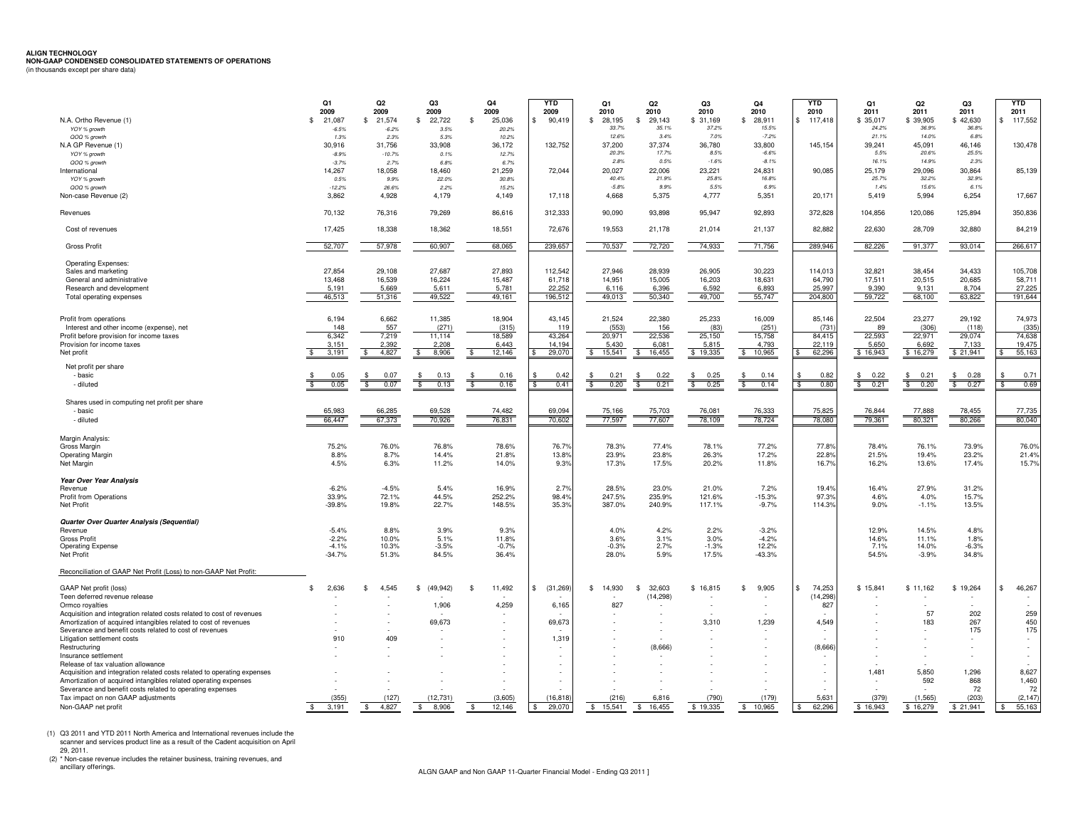**ALIGN TECHNOLOGY**
**NON-GAAP CONDENSED CONSOLIDATED STATEMENTS OF OPERATIONS**
(in thousands except per share data)

| | Q1 2009 | Q2 2009 | Q3 2009 | Q4 2009 | YTD 2009 | Q1 2010 | Q2 2010 | Q3 2010 | Q4 2010 | YTD 2010 | Q1 2011 | Q2 2011 | Q3 2011 | YTD 2011 |
|---|---|---|---|---|---|---|---|---|---|---|---|---|---|---|
| N.A. Ortho Revenue (1) | $ 21,087 | $ 21,574 | $ 22,722 | $ 25,036 | $ 90,419 | $ 28,195 | $ 29,143 | $ 31,169 | $ 28,911 | $ 117,418 | $ 35,017 | $ 39,905 | $ 42,630 | $ 117,552 |
| *YOY % growth* | *-6.5%* | *-6.2%* | *3.5%* | *20.2%* | | *33.7%* | *35.1%* | *37.2%* | *15.5%* | | *24.2%* | *36.9%* | *36.8%* | |
| *QOQ % growth* | *1.3%* | *2.3%* | *5.3%* | *10.2%* | | *12.6%* | *3.4%* | *7.0%* | *-7.2%* | | *21.1%* | *14.0%* | *6.8%* | |
| N.A GP Revenue (1) | 30,916 | 31,756 | 33,908 | 36,172 | 132,752 | 37,200 | 37,374 | 36,780 | 33,800 | 145,154 | 39,241 | 45,091 | 46,146 | 130,478 |
| *YOY % growth* | *-8.9%* | *-10.7%* | *0.1%* | *12.7%* | | *20.3%* | *17.7%* | *8.5%* | *-6.6%* | | *5.5%* | *20.6%* | *25.5%* | |
| *QOQ % growth* | *-3.7%* | *2.7%* | *6.8%* | *6.7%* | | *2.8%* | *0.5%* | *-1.6%* | *-8.1%* | | *16.1%* | *14.9%* | *2.3%* | |
| International | 14,267 | 18,058 | 18,460 | 21,259 | 72,044 | 20,027 | 22,006 | 23,221 | 24,831 | 90,085 | 25,179 | 29,096 | 30,864 | 85,139 |
| *YOY % growth* | *0.5%* | *9.9%* | *22.0%* | *30.8%* | | *40.4%* | *21.9%* | *25.8%* | *16.8%* | | *25.7%* | *32.2%* | *32.9%* | |
| *QOQ % growth* | *-12.2%* | *26.6%* | *2.2%* | *15.2%* | | *-5.8%* | *9.9%* | *5.5%* | *6.9%* | | *1.4%* | *15.6%* | *6.1%* | |
| Non-case Revenue (2) | 3,862 | 4,928 | 4,179 | 4,149 | 17,118 | 4,668 | 5,375 | 4,777 | 5,351 | 20,171 | 5,419 | 5,994 | 6,254 | 17,667 |
| Revenues | 70,132 | 76,316 | 79,269 | 86,616 | 312,333 | 90,090 | 93,898 | 95,947 | 92,893 | 372,828 | 104,856 | 120,086 | 125,894 | 350,836 |
| Cost of revenues | 17,425 | 18,338 | 18,362 | 18,551 | 72,676 | 19,553 | 21,178 | 21,014 | 21,137 | 82,882 | 22,630 | 28,709 | 32,880 | 84,219 |
| Gross Profit | 52,707 | 57,978 | 60,907 | 68,065 | 239,657 | 70,537 | 72,720 | 74,933 | 71,756 | 289,946 | 82,226 | 91,377 | 93,014 | 266,617 |
| Operating Expenses: | | | | | | | | | | | | | | |
| Sales and marketing | 27,854 | 29,108 | 27,687 | 27,893 | 112,542 | 27,946 | 28,939 | 26,905 | 30,223 | 114,013 | 32,821 | 38,454 | 34,433 | 105,708 |
| General and administrative | 13,468 | 16,539 | 16,224 | 15,487 | 61,718 | 14,951 | 15,005 | 16,203 | 18,631 | 64,790 | 17,511 | 20,515 | 20,685 | 58,711 |
| Research and development | 5,191 | 5,669 | 5,611 | 5,781 | 22,252 | 6,116 | 6,396 | 6,592 | 6,893 | 25,997 | 9,390 | 9,131 | 8,704 | 27,225 |
| Total operating expenses | 46,513 | 51,316 | 49,522 | 49,161 | 196,512 | 49,013 | 50,340 | 49,700 | 55,747 | 204,800 | 59,722 | 68,100 | 63,822 | 191,644 |
| Profit from operations | 6,194 | 6,662 | 11,385 | 18,904 | 43,145 | 21,524 | 22,380 | 25,233 | 16,009 | 85,146 | 22,504 | 23,277 | 29,192 | 74,973 |
| Interest and other income (expense), net | 148 | 557 | (271) | (315) | 119 | (553) | 156 | (83) | (251) | (731) | 89 | (306) | (118) | (335) |
| Profit before provision for income taxes | 6,342 | 7,219 | 11,114 | 18,589 | 43,264 | 20,971 | 22,536 | 25,150 | 15,758 | 84,415 | 22,593 | 22,971 | 29,074 | 74,638 |
| Provision for income taxes | 3,151 | 2,392 | 2,208 | 6,443 | 14,194 | 5,430 | 6,081 | 5,815 | 4,793 | 22,119 | 5,650 | 6,692 | 7,133 | 19,475 |
| Net profit | $ 3,191 | $ 4,827 | $ 8,906 | $ 12,146 | $ 29,070 | $ 15,541 | $ 16,455 | $ 19,335 | $ 10,965 | $ 62,296 | $ 16,943 | $ 16,279 | $ 21,941 | $ 55,163 |
| Net profit per share | | | | | | | | | | | | | | |
| - basic | $ 0.05 | $ 0.07 | $ 0.13 | $ 0.16 | $ 0.42 | $ 0.21 | $ 0.22 | $ 0.25 | $ 0.14 | $ 0.82 | $ 0.22 | $ 0.21 | $ 0.28 | $ 0.71 |
| - diluted | $ 0.05 | $ 0.07 | $ 0.13 | $ 0.16 | $ 0.41 | $ 0.20 | $ 0.21 | $ 0.25 | $ 0.14 | $ 0.80 | $ 0.21 | $ 0.20 | $ 0.27 | $ 0.69 |
| Shares used in computing net profit per share | | | | | | | | | | | | | | |
| - basic | 65,983 | 66,285 | 69,528 | 74,482 | 69,094 | 75,166 | 75,703 | 76,081 | 76,333 | 75,825 | 76,844 | 77,888 | 78,455 | 77,735 |
| - diluted | 66,447 | 67,373 | 70,926 | 76,831 | 70,602 | 77,597 | 77,607 | 78,109 | 78,724 | 78,080 | 79,361 | 80,321 | 80,266 | 80,040 |
| Margin Analysis: | | | | | | | | | | | | | | |
| Gross Margin | 75.2% | 76.0% | 76.8% | 78.6% | 76.7% | 78.3% | 77.4% | 78.1% | 77.2% | 77.8% | 78.4% | 76.1% | 73.9% | 76.0% |
| Operating Margin | 8.8% | 8.7% | 14.4% | 21.8% | 13.8% | 23.9% | 23.8% | 26.3% | 17.2% | 22.8% | 21.5% | 19.4% | 23.2% | 21.4% |
| Net Margin | 4.5% | 6.3% | 11.2% | 14.0% | 9.3% | 17.3% | 17.5% | 20.2% | 11.8% | 16.7% | 16.2% | 13.6% | 17.4% | 15.7% |
| ***Year Over Year Analysis*** | | | | | | | | | | | | | | |
| Revenue | -6.2% | -4.5% | 5.4% | 16.9% | 2.7% | 28.5% | 23.0% | 21.0% | 7.2% | 19.4% | 16.4% | 27.9% | 31.2% | |
| Profit from Operations | 33.9% | 72.1% | 44.5% | 252.2% | 98.4% | 247.5% | 235.9% | 121.6% | -15.3% | 97.3% | 4.6% | 4.0% | 15.7% | |
| Net Profit | -39.8% | 19.8% | 22.7% | 148.5% | 35.3% | 387.0% | 240.9% | 117.1% | -9.7% | 114.3% | 9.0% | -1.1% | 13.5% | |
| ***Quarter Over Quarter Analysis (Sequential)*** | | | | | | | | | | | | | | |
| Revenue | -5.4% | 8.8% | 3.9% | 9.3% | | 4.0% | 4.2% | 2.2% | -3.2% | | 12.9% | 14.5% | 4.8% | |
| Gross Profit | -2.2% | 10.0% | 5.1% | 11.8% | | 3.6% | 3.1% | 3.0% | -4.2% | | 14.6% | 11.1% | 1.8% | |
| Operating Expense | -4.1% | 10.3% | -3.5% | -0.7% | | -0.3% | 2.7% | -1.3% | 12.2% | | 7.1% | 14.0% | -6.3% | |
| Net Profit | -34.7% | 51.3% | 84.5% | 36.4% | | 28.0% | 5.9% | 17.5% | -43.3% | | 54.5% | -3.9% | 34.8% | |
| Reconciliation of GAAP Net Profit (Loss) to non-GAAP Net Profit: | | | | | | | | | | | | | | |
| GAAP Net profit (loss) | $ 2,636 | $ 4,545 | $ (49,942) | $ 11,492 | $ (31,269) | $ 14,930 | $ 32,603 | $ 16,815 | $ 9,905 | $ 74,253 | $ 15,841 | $ 11,162 | $ 19,264 | $ 46,267 |
| Teen deferred revenue release | - | - | - | - | - | - | (14,298) | - | - | (14,298) | - | - | - | - |
| Ormco royalties | - | - | 1,906 | 4,259 | 6,165 | 827 | - | - | - | 827 | - | - | - | - |
| Acquisition and integration related costs related to cost of revenues | - | - | - | - | - | - | - | - | - | - | - | 57 | 202 | 259 |
| Amortization of acquired intangibles related to cost of revenues | - | - | 69,673 | - | 69,673 | - | - | 3,310 | 1,239 | 4,549 | - | 183 | 267 | 450 |
| Severance and benefit costs related to cost of revenues | - | - | - | - | - | - | - | - | - | - | - | - | 175 | 175 |
| Litigation settlement costs | 910 | 409 | - | - | 1,319 | - | - | - | - | - | - | - | - | - |
| Restructuring | - | - | - | - | - | - | (8,666) | - | - | (8,666) | - | - | - | - |
| Insurance settlement | - | - | - | - | - | - | - | - | - | - | - | - | - | - |
| Release of tax valuation allowance | - | - | - | - | - | - | - | - | - | - | - | - | - | - |
| Acquisition and integration related costs related to operating expenses | - | - | - | - | - | - | - | - | - | - | 1,481 | 5,850 | 1,296 | 8,627 |
| Amortization of acquired intangibles related to operating expenses | - | - | - | - | - | - | - | - | - | - | - | 592 | 868 | 1,460 |
| Severance and benefit costs related to operating expenses | - | - | - | - | - | - | - | - | - | - | - | - | 72 | 72 |
| Tax impact on non GAAP adjustments | (355) | (127) | (12,731) | (3,605) | (16,818) | (216) | 6,816 | (790) | (179) | 5,631 | (379) | (1,565) | (203) | (2,147) |
| Non-GAAP net profit | $ 3,191 | $ 4,827 | $ 8,906 | $ 12,146 | $ 29,070 | $ 15,541 | $ 16,455 | $ 19,335 | $ 10,965 | $ 62,296 | $ 16,943 | $ 16,279 | $ 21,941 | $ 55,163 |

(1) Q3 2011 and YTD 2011 North America and International revenues include the scanner and services product line as a result of the Cadent acquisition on April 29, 2011.

(2) * Non-case revenue includes the retainer business, training revenues, and ancillary offerings.

ALGN GAAP and Non GAAP 11-Quarter Financial Model - Ending Q3 2011 ]